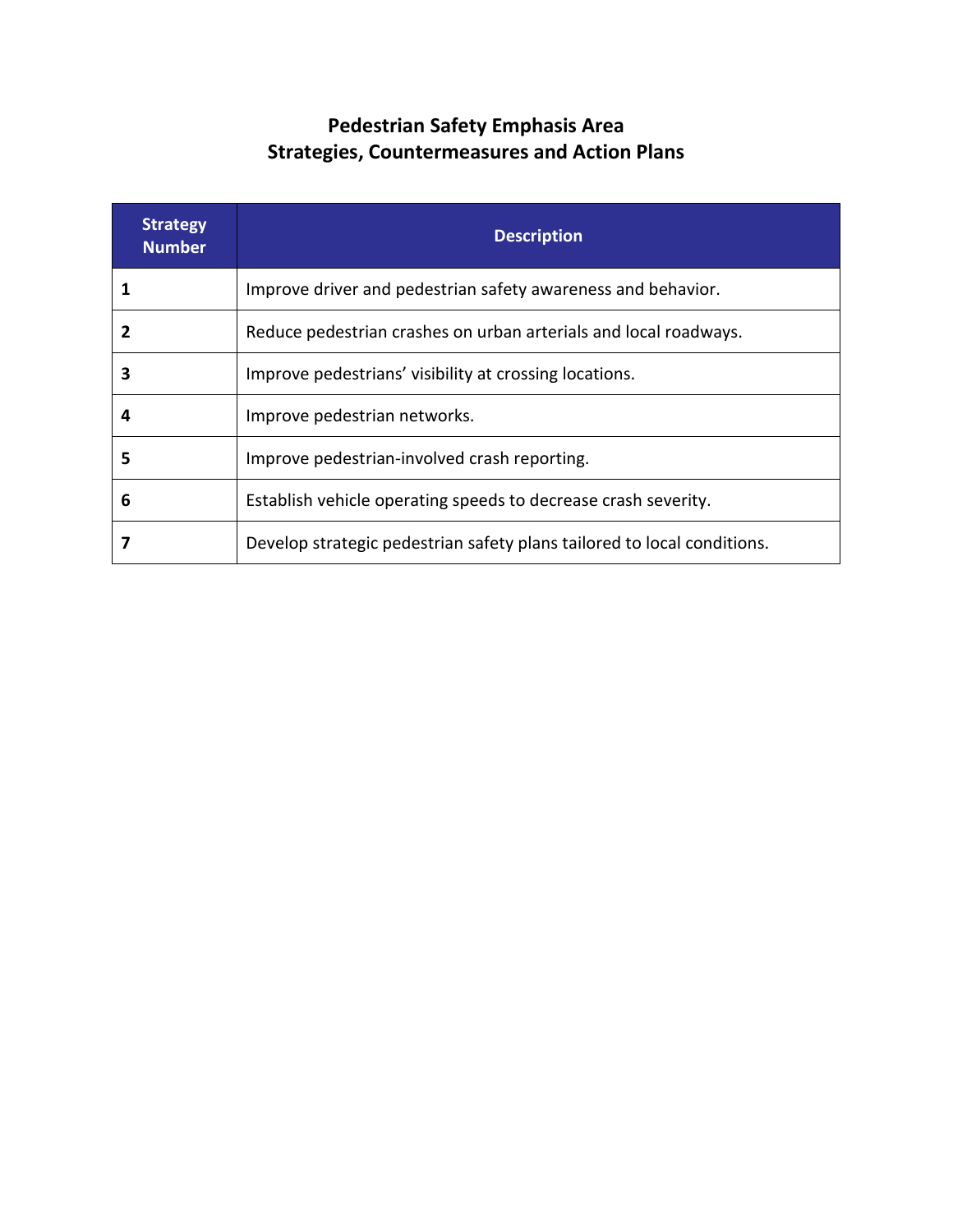# Pedestrian Safety Emphasis Area
# Strategies, Countermeasures and Action Plans

| Strategy Number | Description |
|---|---|
| **1** | Improve driver and pedestrian safety awareness and behavior. |
| **2** | Reduce pedestrian crashes on urban arterials and local roadways. |
| **3** | Improve pedestrians' visibility at crossing locations. |
| **4** | Improve pedestrian networks. |
| **5** | Improve pedestrian-involved crash reporting. |
| **6** | Establish vehicle operating speeds to decrease crash severity. |
| **7** | Develop strategic pedestrian safety plans tailored to local conditions. |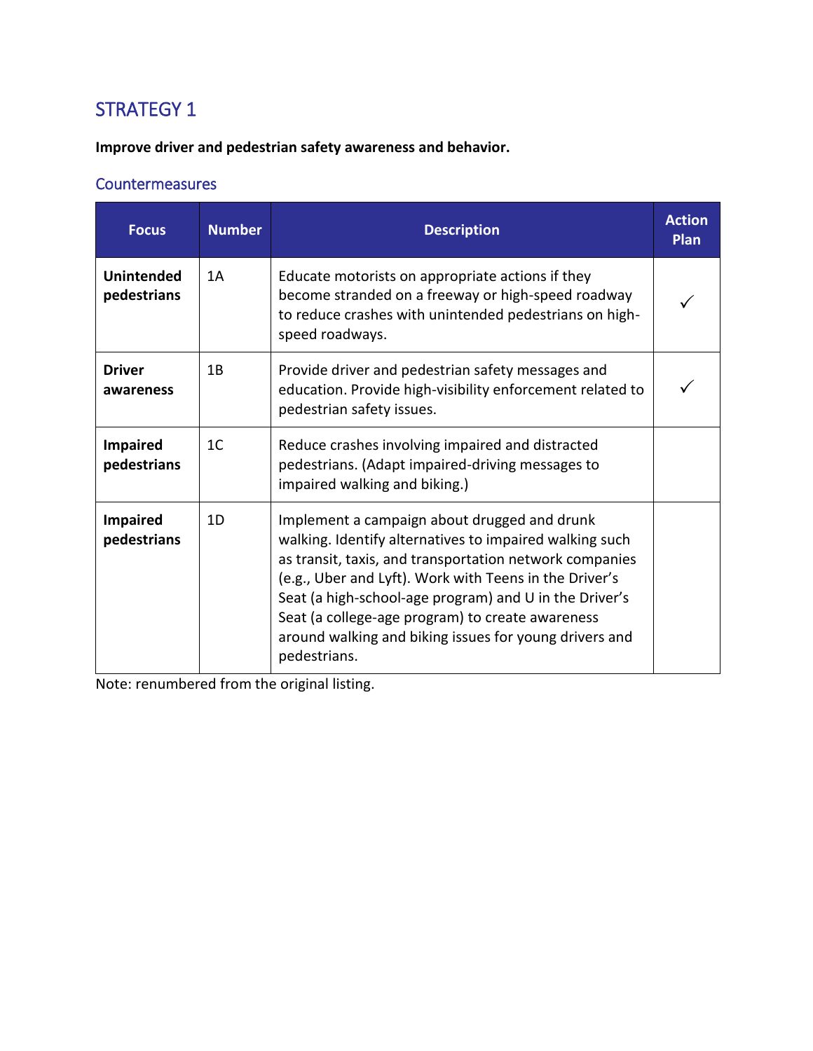## STRATEGY 1

**Improve driver and pedestrian safety awareness and behavior.**

### Countermeasures

| Focus | Number | Description | Action Plan |
|---|---|---|---|
| **Unintended pedestrians** | 1A | Educate motorists on appropriate actions if they become stranded on a freeway or high-speed roadway to reduce crashes with unintended pedestrians on high-speed roadways. | ✓ |
| **Driver awareness** | 1B | Provide driver and pedestrian safety messages and education. Provide high-visibility enforcement related to pedestrian safety issues. | ✓ |
| **Impaired pedestrians** | 1C | Reduce crashes involving impaired and distracted pedestrians. (Adapt impaired-driving messages to impaired walking and biking.) | |
| **Impaired pedestrians** | 1D | Implement a campaign about drugged and drunk walking. Identify alternatives to impaired walking such as transit, taxis, and transportation network companies (e.g., Uber and Lyft). Work with Teens in the Driver's Seat (a high-school-age program) and U in the Driver's Seat (a college-age program) to create awareness around walking and biking issues for young drivers and pedestrians. | |

Note: renumbered from the original listing.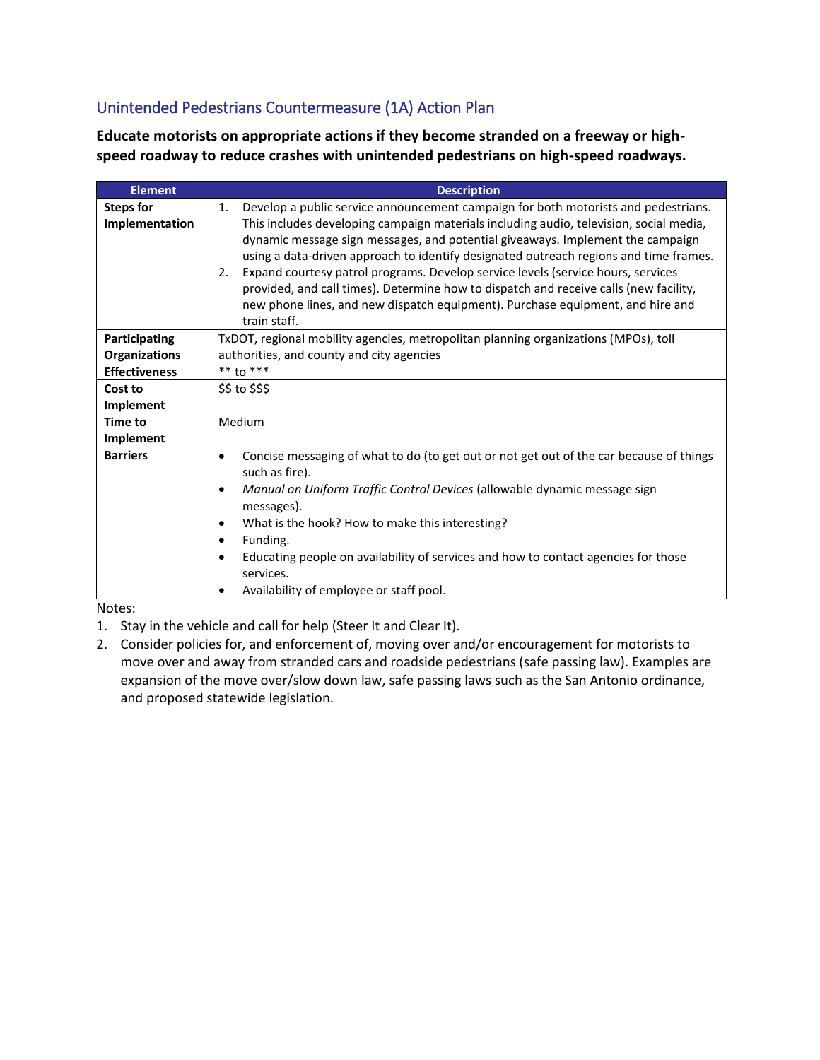## Unintended Pedestrians Countermeasure (1A) Action Plan

**Educate motorists on appropriate actions if they become stranded on a freeway or high-speed roadway to reduce crashes with unintended pedestrians on high-speed roadways.**

| Element | Description |
|---|---|
| **Steps for Implementation** | 1. Develop a public service announcement campaign for both motorists and pedestrians. This includes developing campaign materials including audio, television, social media, dynamic message sign messages, and potential giveaways. Implement the campaign using a data-driven approach to identify designated outreach regions and time frames.<br>2. Expand courtesy patrol programs. Develop service levels (service hours, services provided, and call times). Determine how to dispatch and receive calls (new facility, new phone lines, and new dispatch equipment). Purchase equipment, and hire and train staff. |
| **Participating Organizations** | TxDOT, regional mobility agencies, metropolitan planning organizations (MPOs), toll authorities, and county and city agencies |
| **Effectiveness** | ** to *** |
| **Cost to Implement** | $$ to $$$ |
| **Time to Implement** | Medium |
| **Barriers** | • Concise messaging of what to do (to get out or not get out of the car because of things such as fire).<br>• *Manual on Uniform Traffic Control Devices* (allowable dynamic message sign messages).<br>• What is the hook? How to make this interesting?<br>• Funding.<br>• Educating people on availability of services and how to contact agencies for those services.<br>• Availability of employee or staff pool. |

Notes:

1. Stay in the vehicle and call for help (Steer It and Clear It).
2. Consider policies for, and enforcement of, moving over and/or encouragement for motorists to move over and away from stranded cars and roadside pedestrians (safe passing law). Examples are expansion of the move over/slow down law, safe passing laws such as the San Antonio ordinance, and proposed statewide legislation.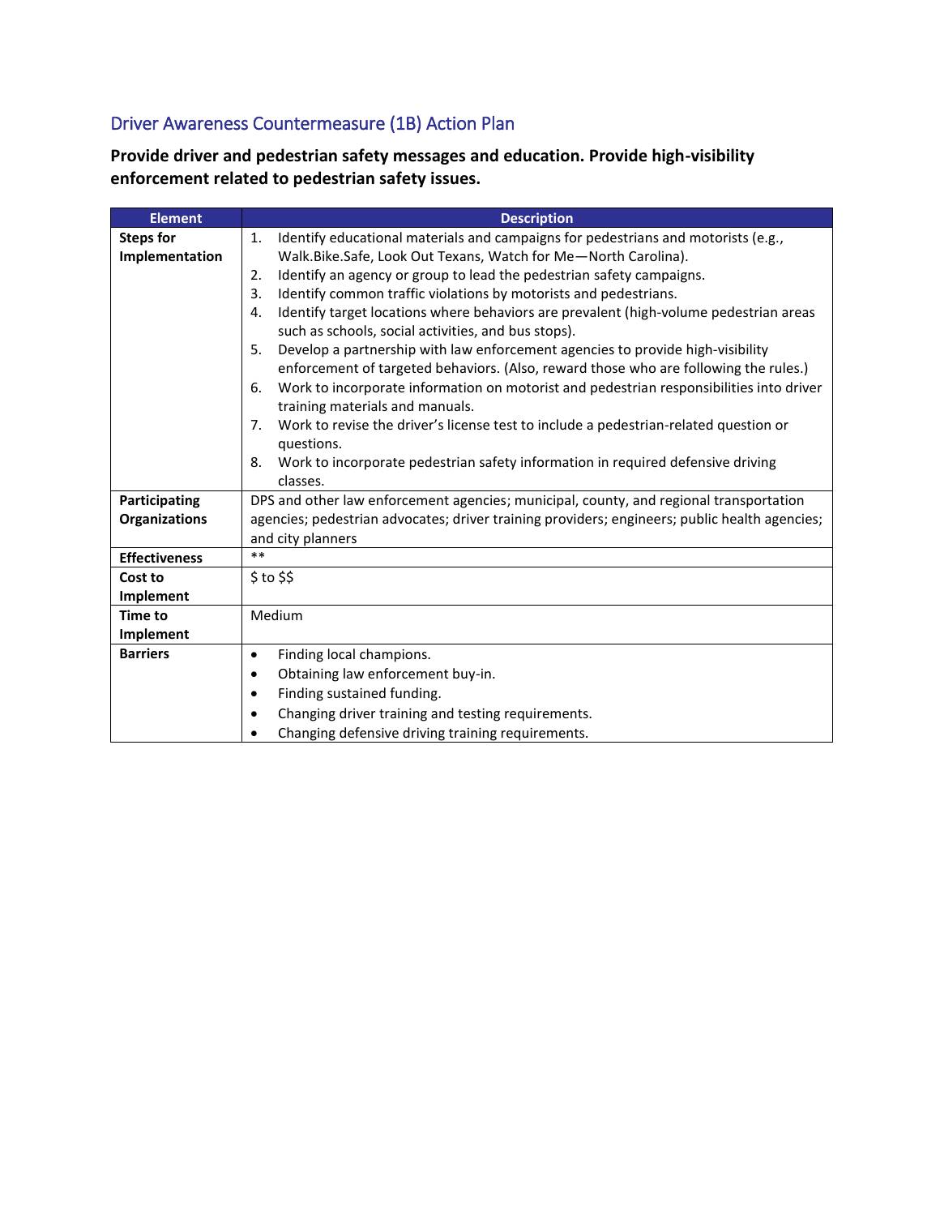## Driver Awareness Countermeasure (1B) Action Plan

**Provide driver and pedestrian safety messages and education. Provide high-visibility enforcement related to pedestrian safety issues.**

| Element | Description |
|---|---|
| **Steps for Implementation** | 1. Identify educational materials and campaigns for pedestrians and motorists (e.g., Walk.Bike.Safe, Look Out Texans, Watch for Me—North Carolina).<br>2. Identify an agency or group to lead the pedestrian safety campaigns.<br>3. Identify common traffic violations by motorists and pedestrians.<br>4. Identify target locations where behaviors are prevalent (high-volume pedestrian areas such as schools, social activities, and bus stops).<br>5. Develop a partnership with law enforcement agencies to provide high-visibility enforcement of targeted behaviors. (Also, reward those who are following the rules.)<br>6. Work to incorporate information on motorist and pedestrian responsibilities into driver training materials and manuals.<br>7. Work to revise the driver's license test to include a pedestrian-related question or questions.<br>8. Work to incorporate pedestrian safety information in required defensive driving classes. |
| **Participating Organizations** | DPS and other law enforcement agencies; municipal, county, and regional transportation agencies; pedestrian advocates; driver training providers; engineers; public health agencies; and city planners |
| **Effectiveness** | ** |
| **Cost to Implement** | $ to $$ |
| **Time to Implement** | Medium |
| **Barriers** | • Finding local champions.<br>• Obtaining law enforcement buy-in.<br>• Finding sustained funding.<br>• Changing driver training and testing requirements.<br>• Changing defensive driving training requirements. |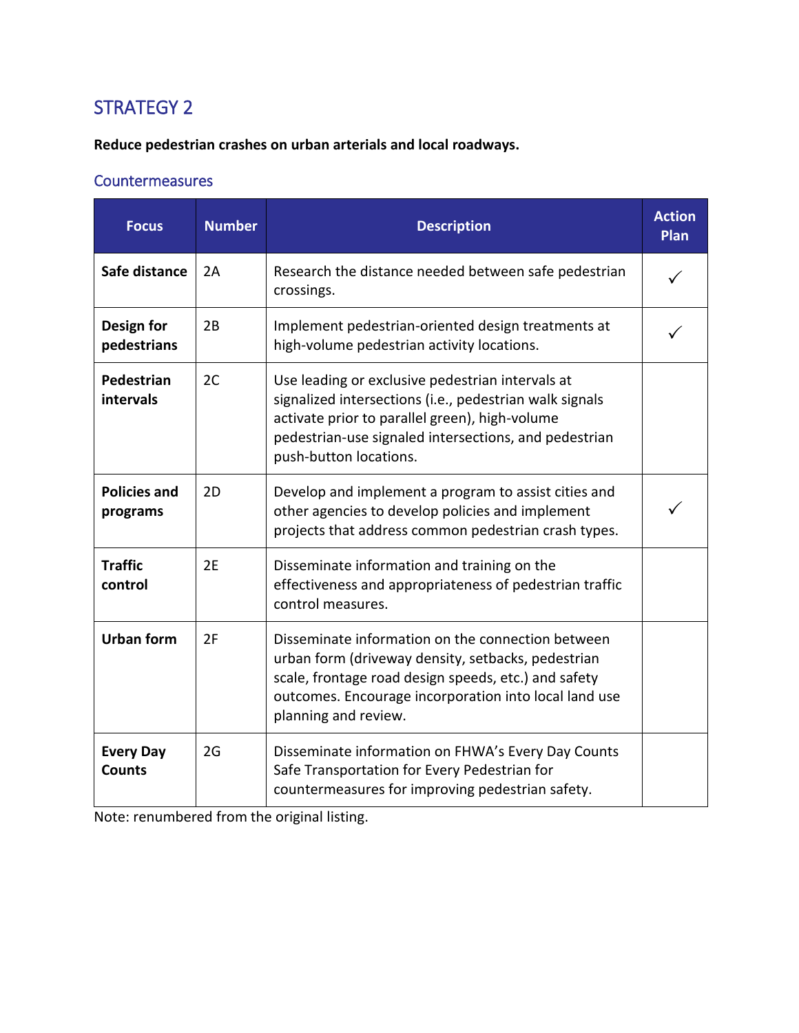## STRATEGY 2

**Reduce pedestrian crashes on urban arterials and local roadways.**

### Countermeasures

| Focus | Number | Description | Action Plan |
|---|---|---|---|
| **Safe distance** | 2A | Research the distance needed between safe pedestrian crossings. | ✓ |
| **Design for pedestrians** | 2B | Implement pedestrian-oriented design treatments at high-volume pedestrian activity locations. | ✓ |
| **Pedestrian intervals** | 2C | Use leading or exclusive pedestrian intervals at signalized intersections (i.e., pedestrian walk signals activate prior to parallel green), high-volume pedestrian-use signaled intersections, and pedestrian push-button locations. | |
| **Policies and programs** | 2D | Develop and implement a program to assist cities and other agencies to develop policies and implement projects that address common pedestrian crash types. | ✓ |
| **Traffic control** | 2E | Disseminate information and training on the effectiveness and appropriateness of pedestrian traffic control measures. | |
| **Urban form** | 2F | Disseminate information on the connection between urban form (driveway density, setbacks, pedestrian scale, frontage road design speeds, etc.) and safety outcomes. Encourage incorporation into local land use planning and review. | |
| **Every Day Counts** | 2G | Disseminate information on FHWA's Every Day Counts Safe Transportation for Every Pedestrian for countermeasures for improving pedestrian safety. | |

Note: renumbered from the original listing.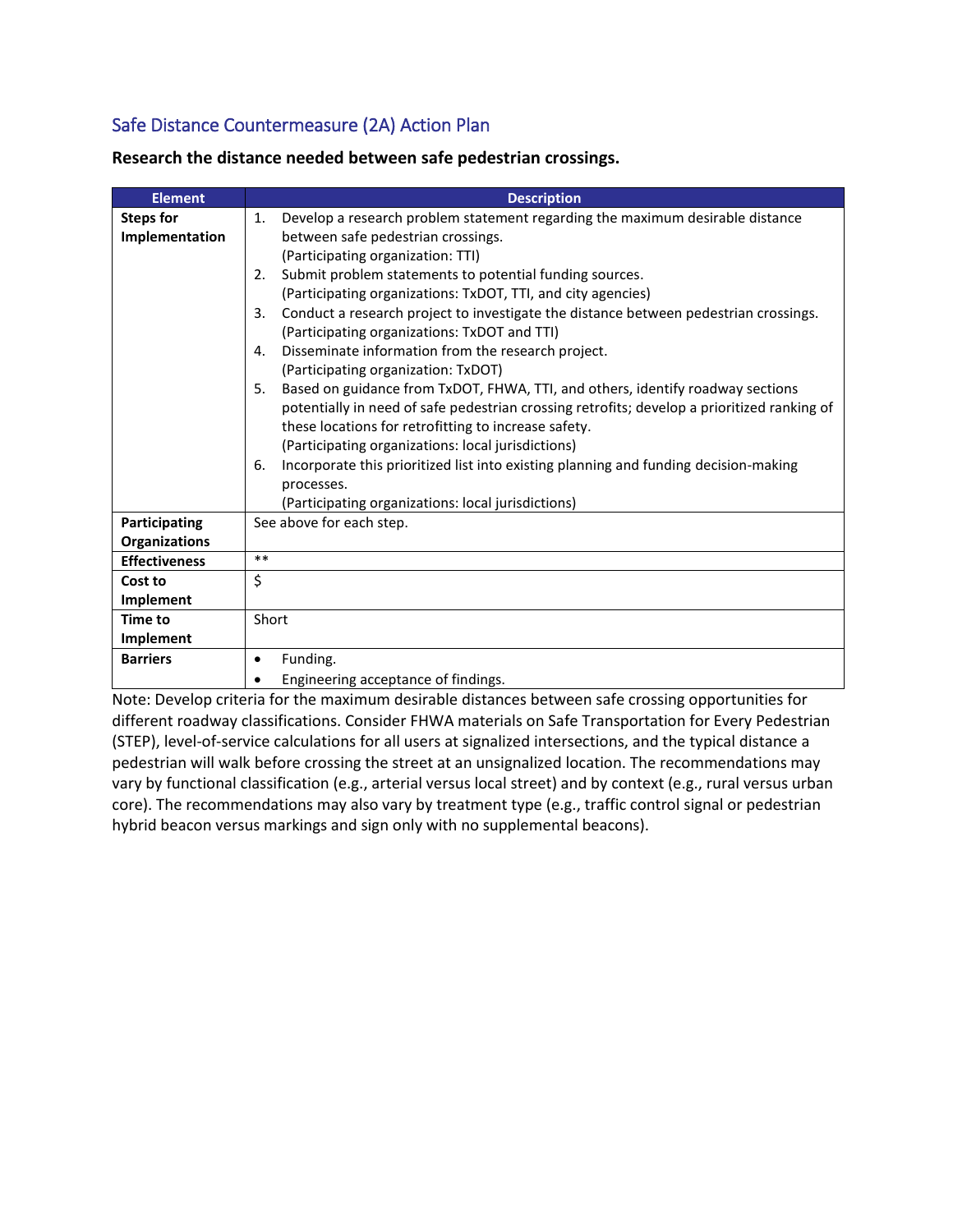## Safe Distance Countermeasure (2A) Action Plan

**Research the distance needed between safe pedestrian crossings.**

| Element | Description |
|---|---|
| **Steps for Implementation** | 1. Develop a research problem statement regarding the maximum desirable distance between safe pedestrian crossings. (Participating organization: TTI)<br>2. Submit problem statements to potential funding sources. (Participating organizations: TxDOT, TTI, and city agencies)<br>3. Conduct a research project to investigate the distance between pedestrian crossings. (Participating organizations: TxDOT and TTI)<br>4. Disseminate information from the research project. (Participating organization: TxDOT)<br>5. Based on guidance from TxDOT, FHWA, TTI, and others, identify roadway sections potentially in need of safe pedestrian crossing retrofits; develop a prioritized ranking of these locations for retrofitting to increase safety. (Participating organizations: local jurisdictions)<br>6. Incorporate this prioritized list into existing planning and funding decision-making processes. (Participating organizations: local jurisdictions) |
| **Participating Organizations** | See above for each step. |
| **Effectiveness** | ** |
| **Cost to Implement** | $ |
| **Time to Implement** | Short |
| **Barriers** | • Funding.<br>• Engineering acceptance of findings. |

Note: Develop criteria for the maximum desirable distances between safe crossing opportunities for different roadway classifications. Consider FHWA materials on Safe Transportation for Every Pedestrian (STEP), level-of-service calculations for all users at signalized intersections, and the typical distance a pedestrian will walk before crossing the street at an unsignalized location. The recommendations may vary by functional classification (e.g., arterial versus local street) and by context (e.g., rural versus urban core). The recommendations may also vary by treatment type (e.g., traffic control signal or pedestrian hybrid beacon versus markings and sign only with no supplemental beacons).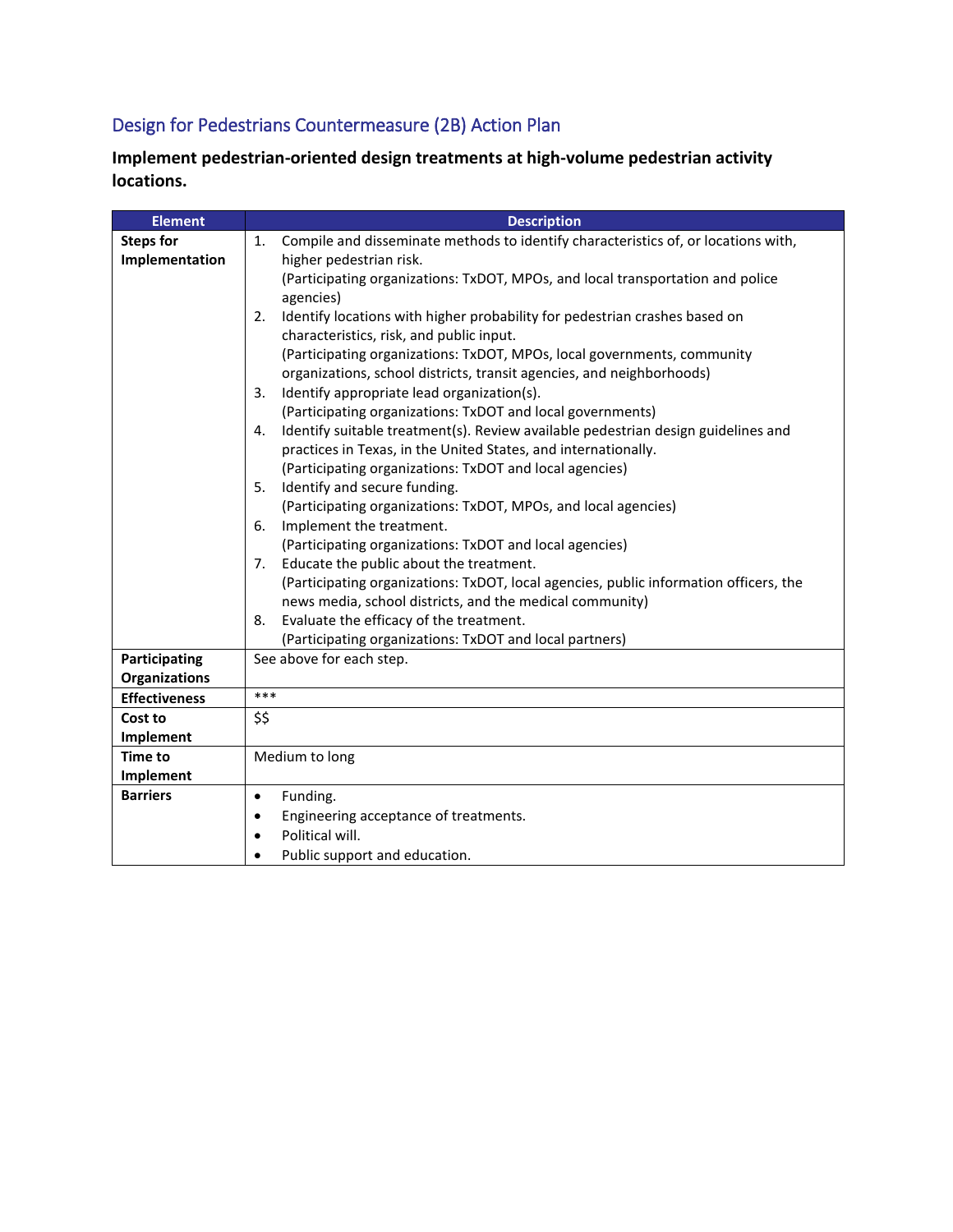## Design for Pedestrians Countermeasure (2B) Action Plan

**Implement pedestrian-oriented design treatments at high-volume pedestrian activity locations.**

| Element | Description |
|---|---|
| **Steps for Implementation** | 1. Compile and disseminate methods to identify characteristics of, or locations with, higher pedestrian risk.<br>(Participating organizations: TxDOT, MPOs, and local transportation and police agencies)<br>2. Identify locations with higher probability for pedestrian crashes based on characteristics, risk, and public input.<br>(Participating organizations: TxDOT, MPOs, local governments, community organizations, school districts, transit agencies, and neighborhoods)<br>3. Identify appropriate lead organization(s).<br>(Participating organizations: TxDOT and local governments)<br>4. Identify suitable treatment(s). Review available pedestrian design guidelines and practices in Texas, in the United States, and internationally.<br>(Participating organizations: TxDOT and local agencies)<br>5. Identify and secure funding.<br>(Participating organizations: TxDOT, MPOs, and local agencies)<br>6. Implement the treatment.<br>(Participating organizations: TxDOT and local agencies)<br>7. Educate the public about the treatment.<br>(Participating organizations: TxDOT, local agencies, public information officers, the news media, school districts, and the medical community)<br>8. Evaluate the efficacy of the treatment.<br>(Participating organizations: TxDOT and local partners) |
| **Participating Organizations** | See above for each step. |
| **Effectiveness** | *** |
| **Cost to Implement** | $$ |
| **Time to Implement** | Medium to long |
| **Barriers** | • Funding.<br>• Engineering acceptance of treatments.<br>• Political will.<br>• Public support and education. |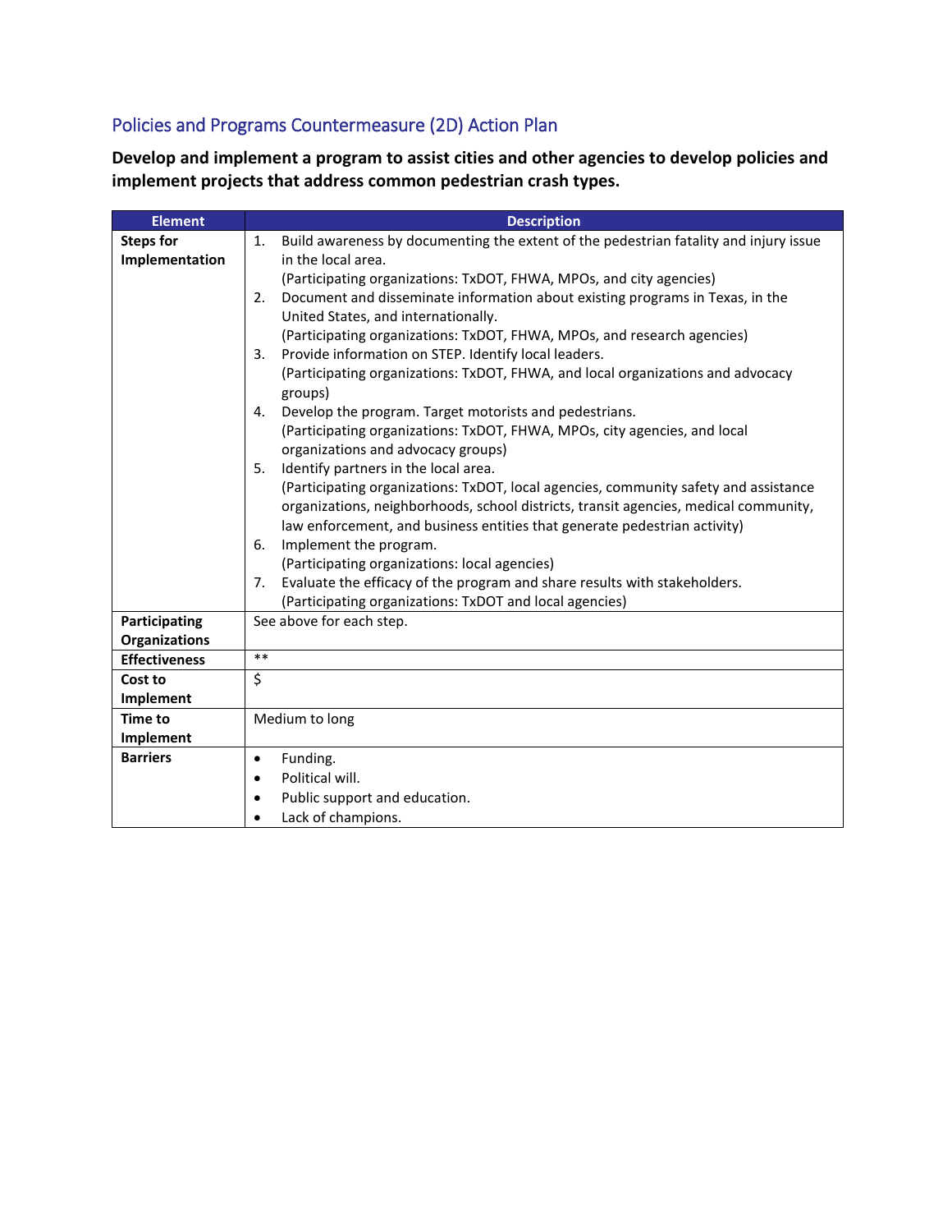## Policies and Programs Countermeasure (2D) Action Plan

**Develop and implement a program to assist cities and other agencies to develop policies and implement projects that address common pedestrian crash types.**

| Element | Description |
|---|---|
| **Steps for Implementation** | 1. Build awareness by documenting the extent of the pedestrian fatality and injury issue in the local area.<br>(Participating organizations: TxDOT, FHWA, MPOs, and city agencies)<br>2. Document and disseminate information about existing programs in Texas, in the United States, and internationally.<br>(Participating organizations: TxDOT, FHWA, MPOs, and research agencies)<br>3. Provide information on STEP. Identify local leaders.<br>(Participating organizations: TxDOT, FHWA, and local organizations and advocacy groups)<br>4. Develop the program. Target motorists and pedestrians.<br>(Participating organizations: TxDOT, FHWA, MPOs, city agencies, and local organizations and advocacy groups)<br>5. Identify partners in the local area.<br>(Participating organizations: TxDOT, local agencies, community safety and assistance organizations, neighborhoods, school districts, transit agencies, medical community, law enforcement, and business entities that generate pedestrian activity)<br>6. Implement the program.<br>(Participating organizations: local agencies)<br>7. Evaluate the efficacy of the program and share results with stakeholders.<br>(Participating organizations: TxDOT and local agencies) |
| **Participating Organizations** | See above for each step. |
| **Effectiveness** | ** |
| **Cost to Implement** | $ |
| **Time to Implement** | Medium to long |
| **Barriers** | • Funding.<br>• Political will.<br>• Public support and education.<br>• Lack of champions. |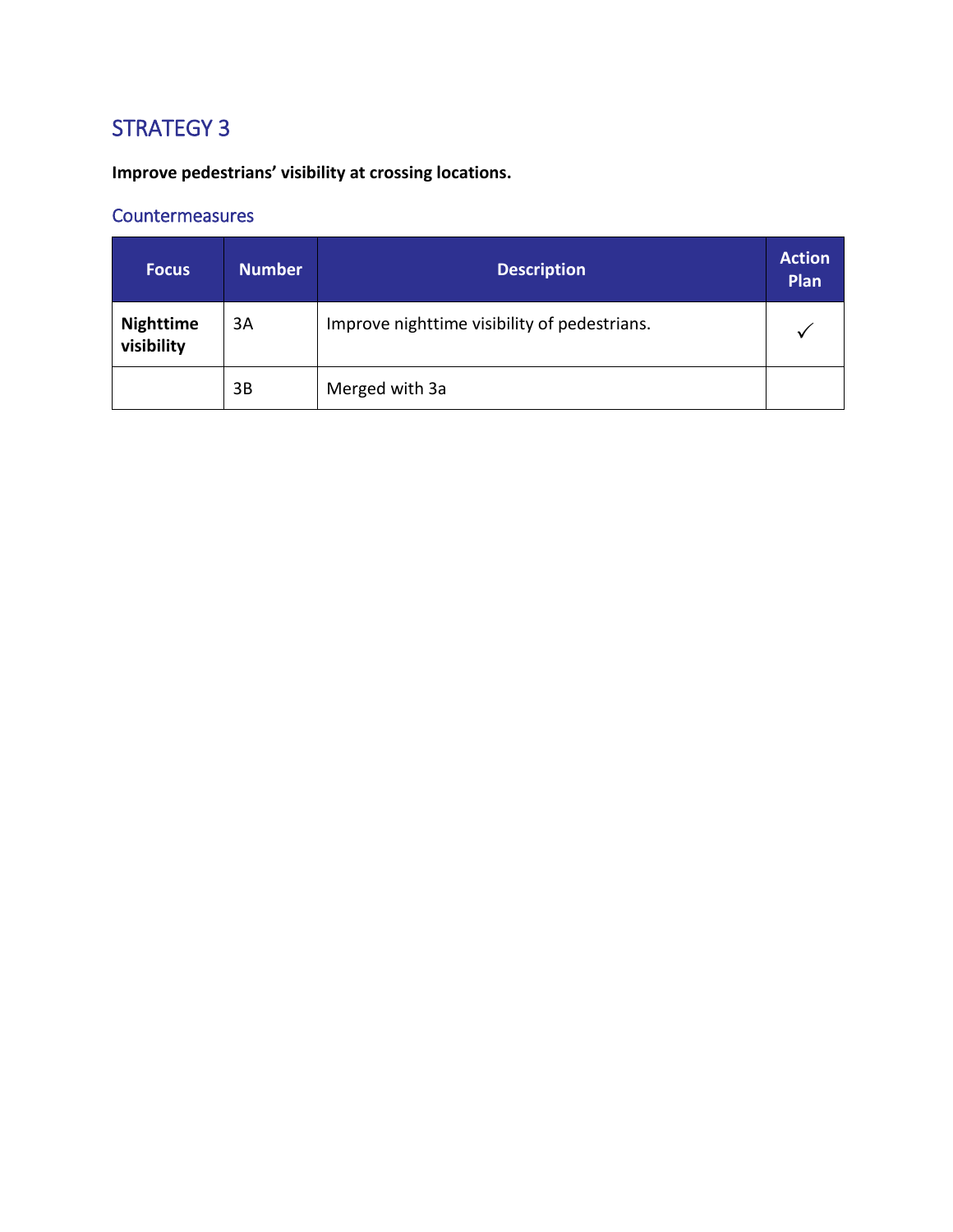## STRATEGY 3

**Improve pedestrians' visibility at crossing locations.**

### Countermeasures

| Focus | Number | Description | Action Plan |
|---|---|---|---|
| **Nighttime visibility** | 3A | Improve nighttime visibility of pedestrians. | ✓ |
| | 3B | Merged with 3a | |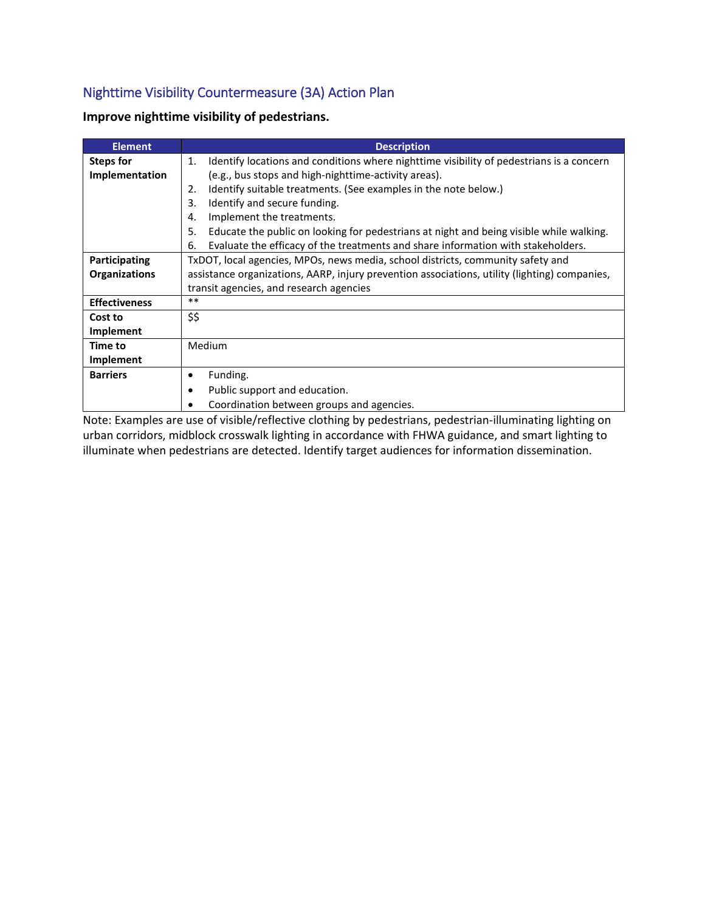## Nighttime Visibility Countermeasure (3A) Action Plan

**Improve nighttime visibility of pedestrians.**

| Element | Description |
|---|---|
| **Steps for Implementation** | 1. Identify locations and conditions where nighttime visibility of pedestrians is a concern (e.g., bus stops and high-nighttime-activity areas).<br>2. Identify suitable treatments. (See examples in the note below.)<br>3. Identify and secure funding.<br>4. Implement the treatments.<br>5. Educate the public on looking for pedestrians at night and being visible while walking.<br>6. Evaluate the efficacy of the treatments and share information with stakeholders. |
| **Participating Organizations** | TxDOT, local agencies, MPOs, news media, school districts, community safety and assistance organizations, AARP, injury prevention associations, utility (lighting) companies, transit agencies, and research agencies |
| **Effectiveness** | ** |
| **Cost to Implement** | $$ |
| **Time to Implement** | Medium |
| **Barriers** | • Funding.<br>• Public support and education.<br>• Coordination between groups and agencies. |

Note: Examples are use of visible/reflective clothing by pedestrians, pedestrian-illuminating lighting on urban corridors, midblock crosswalk lighting in accordance with FHWA guidance, and smart lighting to illuminate when pedestrians are detected. Identify target audiences for information dissemination.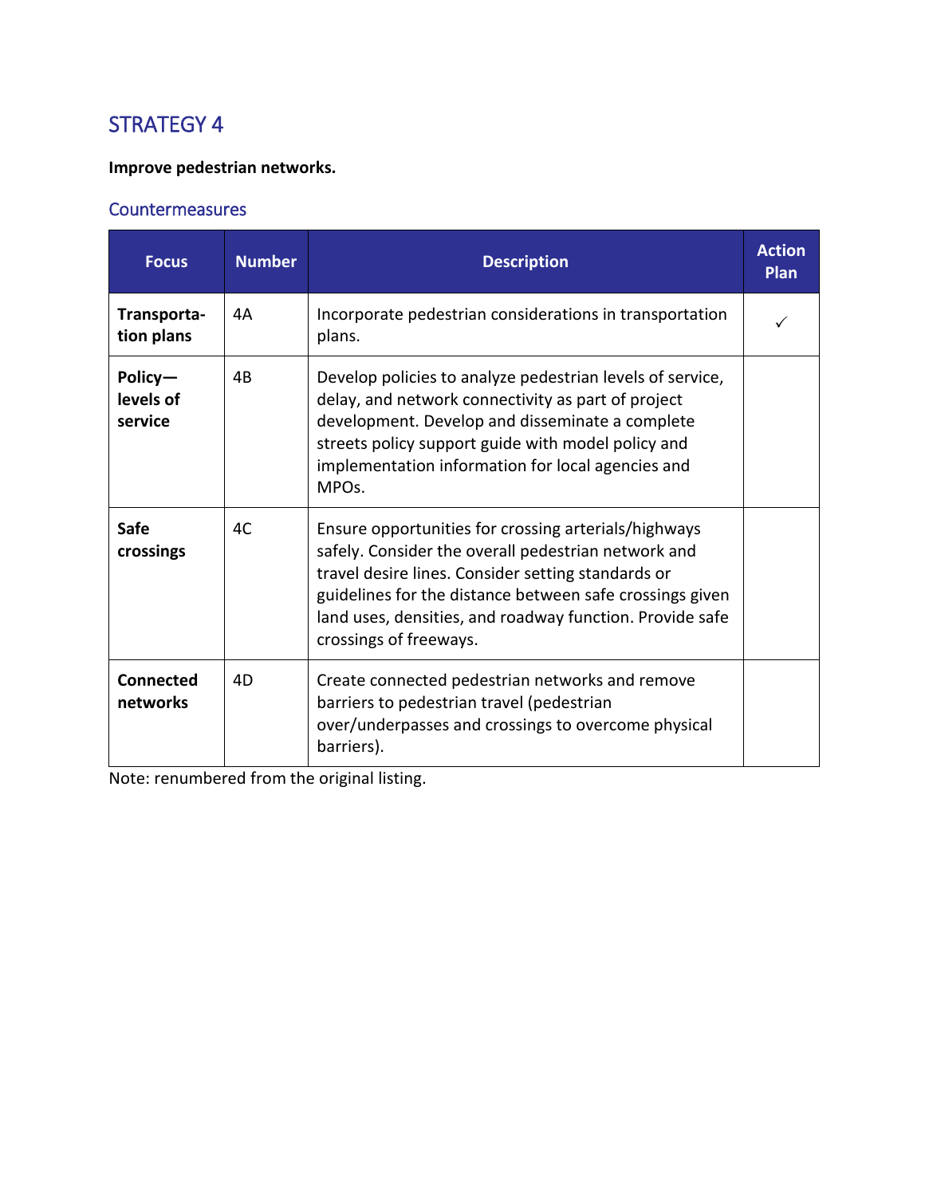## STRATEGY 4

**Improve pedestrian networks.**

### Countermeasures

| Focus | Number | Description | Action Plan |
|---|---|---|---|
| **Transporta-tion plans** | 4A | Incorporate pedestrian considerations in transportation plans. | ✓ |
| **Policy—levels of service** | 4B | Develop policies to analyze pedestrian levels of service, delay, and network connectivity as part of project development. Develop and disseminate a complete streets policy support guide with model policy and implementation information for local agencies and MPOs. | |
| **Safe crossings** | 4C | Ensure opportunities for crossing arterials/highways safely. Consider the overall pedestrian network and travel desire lines. Consider setting standards or guidelines for the distance between safe crossings given land uses, densities, and roadway function. Provide safe crossings of freeways. | |
| **Connected networks** | 4D | Create connected pedestrian networks and remove barriers to pedestrian travel (pedestrian over/underpasses and crossings to overcome physical barriers). | |

Note: renumbered from the original listing.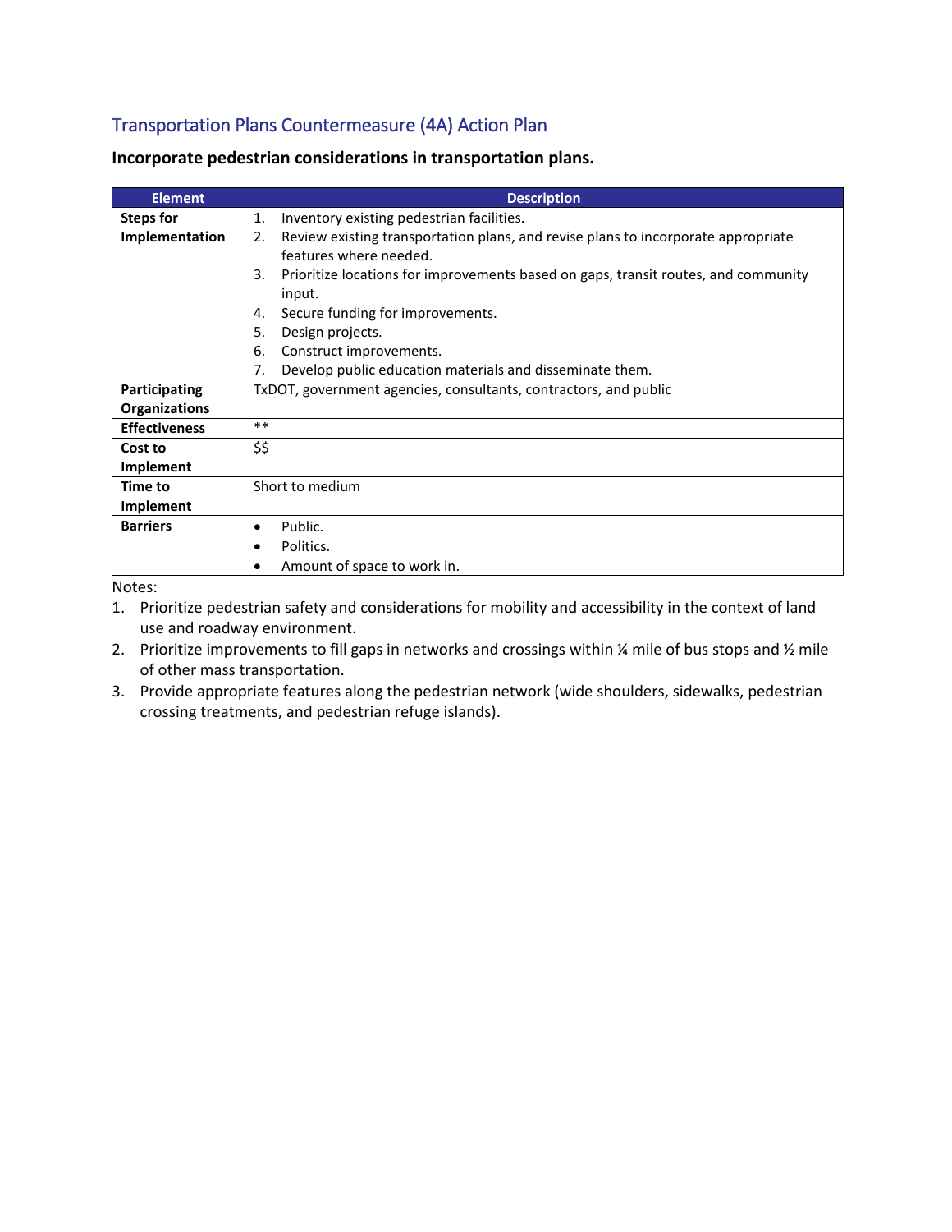## Transportation Plans Countermeasure (4A) Action Plan

**Incorporate pedestrian considerations in transportation plans.**

| Element | Description |
|---|---|
| **Steps for Implementation** | 1. Inventory existing pedestrian facilities.<br>2. Review existing transportation plans, and revise plans to incorporate appropriate features where needed.<br>3. Prioritize locations for improvements based on gaps, transit routes, and community input.<br>4. Secure funding for improvements.<br>5. Design projects.<br>6. Construct improvements.<br>7. Develop public education materials and disseminate them. |
| **Participating Organizations** | TxDOT, government agencies, consultants, contractors, and public |
| **Effectiveness** | ** |
| **Cost to Implement** | $$ |
| **Time to Implement** | Short to medium |
| **Barriers** | • Public.<br>• Politics.<br>• Amount of space to work in. |

Notes:

1. Prioritize pedestrian safety and considerations for mobility and accessibility in the context of land use and roadway environment.
2. Prioritize improvements to fill gaps in networks and crossings within ¼ mile of bus stops and ½ mile of other mass transportation.
3. Provide appropriate features along the pedestrian network (wide shoulders, sidewalks, pedestrian crossing treatments, and pedestrian refuge islands).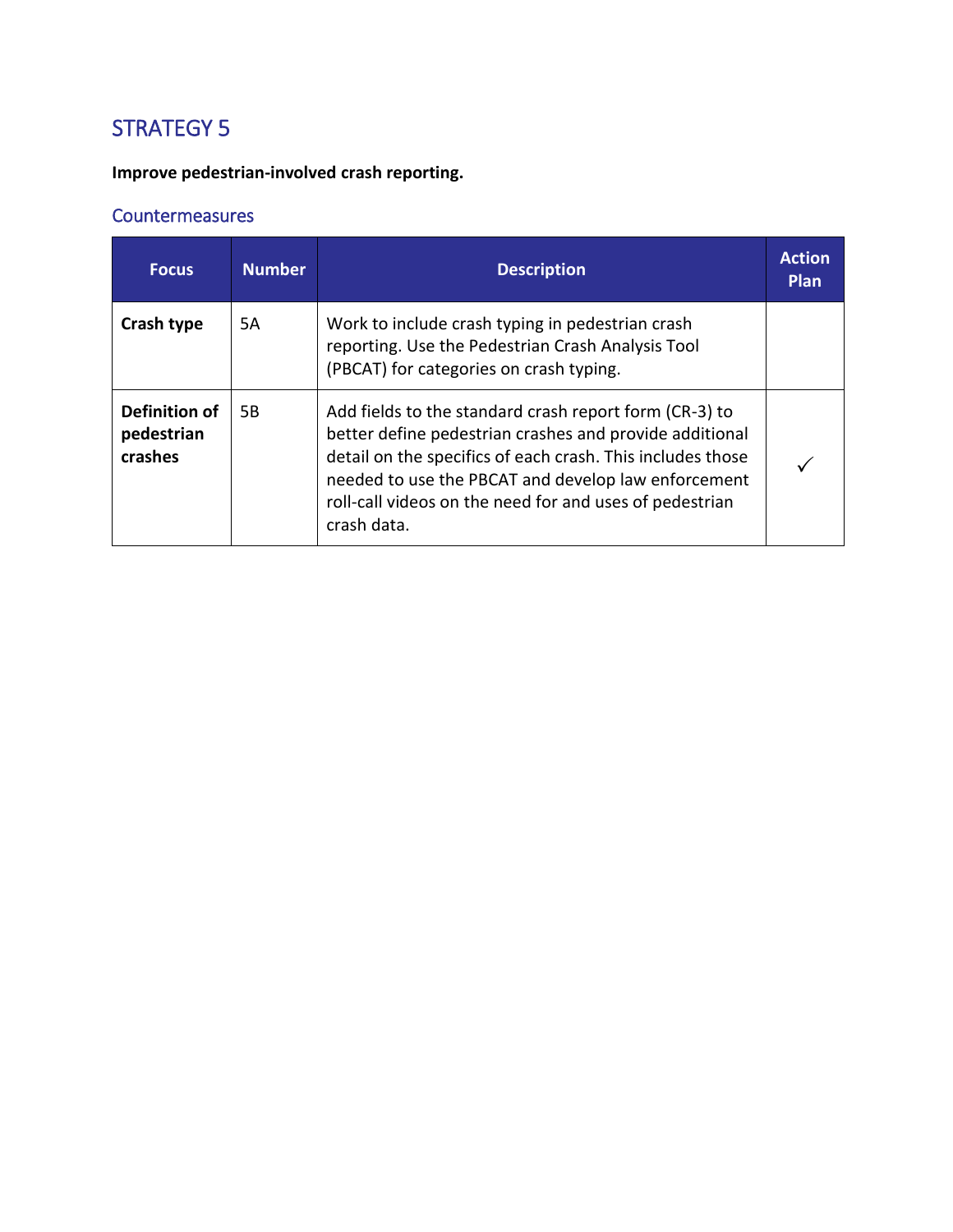## STRATEGY 5

**Improve pedestrian-involved crash reporting.**

### Countermeasures

| Focus | Number | Description | Action Plan |
|---|---|---|---|
| **Crash type** | 5A | Work to include crash typing in pedestrian crash reporting. Use the Pedestrian Crash Analysis Tool (PBCAT) for categories on crash typing. | |
| **Definition of pedestrian crashes** | 5B | Add fields to the standard crash report form (CR-3) to better define pedestrian crashes and provide additional detail on the specifics of each crash. This includes those needed to use the PBCAT and develop law enforcement roll-call videos on the need for and uses of pedestrian crash data. | ✓ |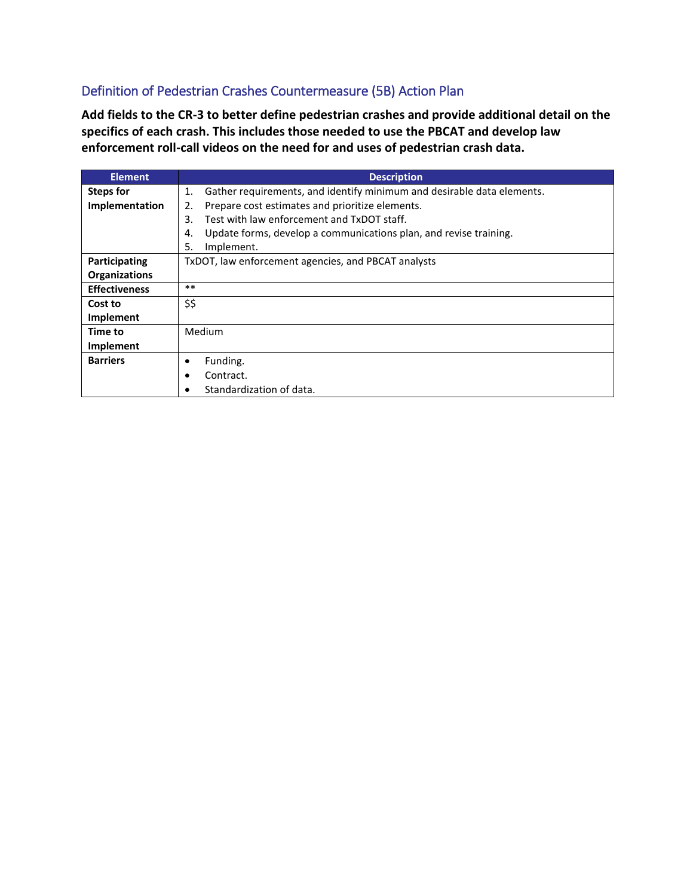## Definition of Pedestrian Crashes Countermeasure (5B) Action Plan

**Add fields to the CR-3 to better define pedestrian crashes and provide additional detail on the specifics of each crash. This includes those needed to use the PBCAT and develop law enforcement roll-call videos on the need for and uses of pedestrian crash data.**

| Element | Description |
|---|---|
| **Steps for Implementation** | 1. Gather requirements, and identify minimum and desirable data elements.<br>2. Prepare cost estimates and prioritize elements.<br>3. Test with law enforcement and TxDOT staff.<br>4. Update forms, develop a communications plan, and revise training.<br>5. Implement. |
| **Participating Organizations** | TxDOT, law enforcement agencies, and PBCAT analysts |
| **Effectiveness** | ** |
| **Cost to Implement** | $$ |
| **Time to Implement** | Medium |
| **Barriers** | • Funding.<br>• Contract.<br>• Standardization of data. |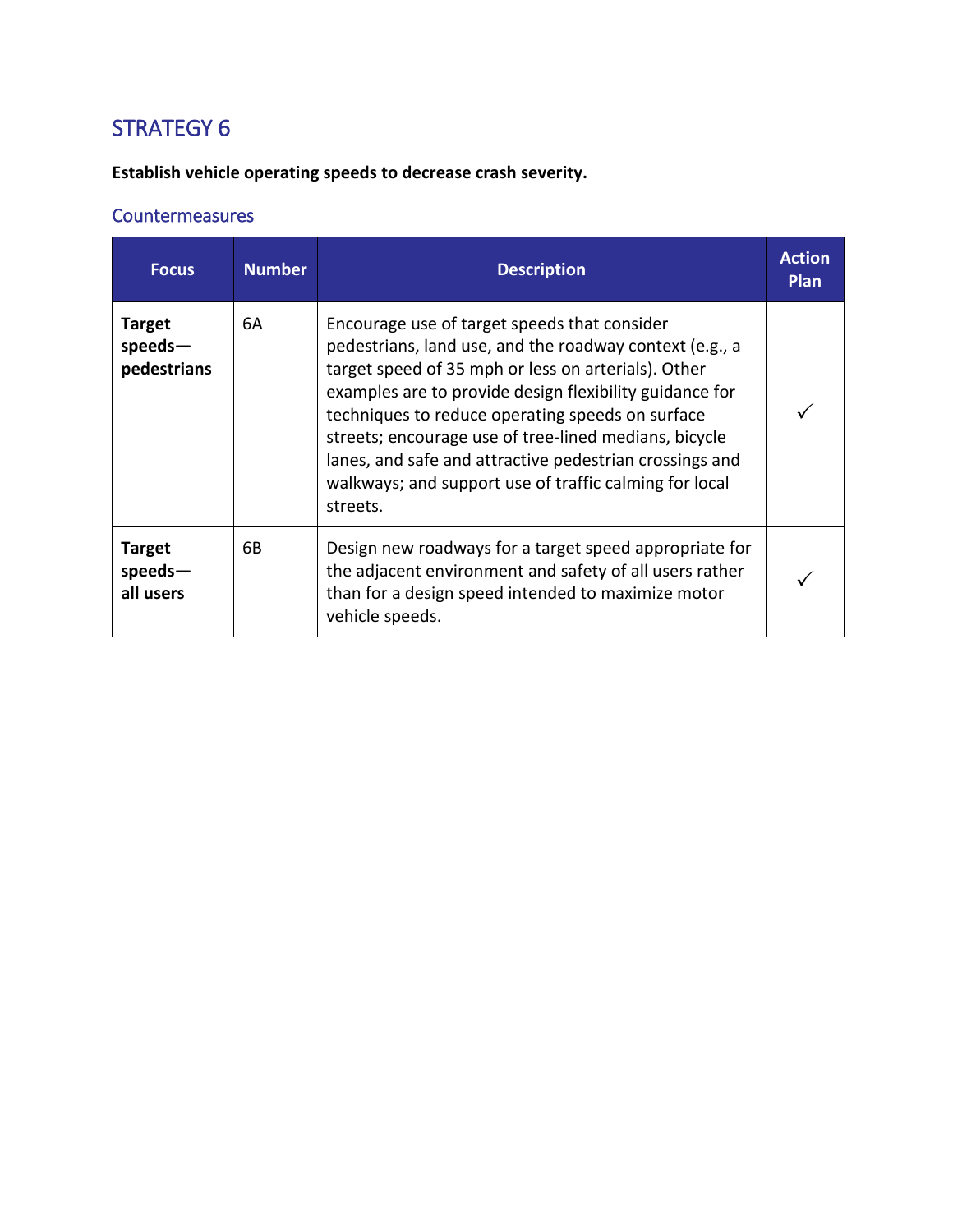## STRATEGY 6

**Establish vehicle operating speeds to decrease crash severity.**

### Countermeasures

| Focus | Number | Description | Action Plan |
|---|---|---|---|
| **Target speeds—pedestrians** | 6A | Encourage use of target speeds that consider pedestrians, land use, and the roadway context (e.g., a target speed of 35 mph or less on arterials). Other examples are to provide design flexibility guidance for techniques to reduce operating speeds on surface streets; encourage use of tree-lined medians, bicycle lanes, and safe and attractive pedestrian crossings and walkways; and support use of traffic calming for local streets. | ✓ |
| **Target speeds—all users** | 6B | Design new roadways for a target speed appropriate for the adjacent environment and safety of all users rather than for a design speed intended to maximize motor vehicle speeds. | ✓ |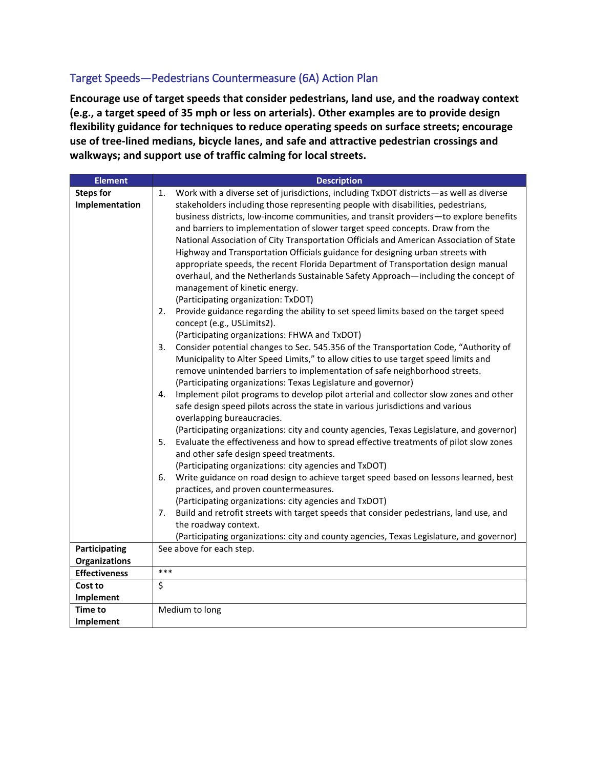## Target Speeds—Pedestrians Countermeasure (6A) Action Plan

**Encourage use of target speeds that consider pedestrians, land use, and the roadway context (e.g., a target speed of 35 mph or less on arterials). Other examples are to provide design flexibility guidance for techniques to reduce operating speeds on surface streets; encourage use of tree-lined medians, bicycle lanes, and safe and attractive pedestrian crossings and walkways; and support use of traffic calming for local streets.**

| Element | Description |
|---|---|
| **Steps for Implementation** | 1. Work with a diverse set of jurisdictions, including TxDOT districts—as well as diverse stakeholders including those representing people with disabilities, pedestrians, business districts, low-income communities, and transit providers—to explore benefits and barriers to implementation of slower target speed concepts. Draw from the National Association of City Transportation Officials and American Association of State Highway and Transportation Officials guidance for designing urban streets with appropriate speeds, the recent Florida Department of Transportation design manual overhaul, and the Netherlands Sustainable Safety Approach—including the concept of management of kinetic energy. (Participating organization: TxDOT)<br>2. Provide guidance regarding the ability to set speed limits based on the target speed concept (e.g., USLimits2). (Participating organizations: FHWA and TxDOT)<br>3. Consider potential changes to Sec. 545.356 of the Transportation Code, "Authority of Municipality to Alter Speed Limits," to allow cities to use target speed limits and remove unintended barriers to implementation of safe neighborhood streets. (Participating organizations: Texas Legislature and governor)<br>4. Implement pilot programs to develop pilot arterial and collector slow zones and other safe design speed pilots across the state in various jurisdictions and various overlapping bureaucracies. (Participating organizations: city and county agencies, Texas Legislature, and governor)<br>5. Evaluate the effectiveness and how to spread effective treatments of pilot slow zones and other safe design speed treatments. (Participating organizations: city agencies and TxDOT)<br>6. Write guidance on road design to achieve target speed based on lessons learned, best practices, and proven countermeasures. (Participating organizations: city agencies and TxDOT)<br>7. Build and retrofit streets with target speeds that consider pedestrians, land use, and the roadway context. (Participating organizations: city and county agencies, Texas Legislature, and governor) |
| **Participating Organizations** | See above for each step. |
| **Effectiveness** | *** |
| **Cost to Implement** | $ |
| **Time to Implement** | Medium to long |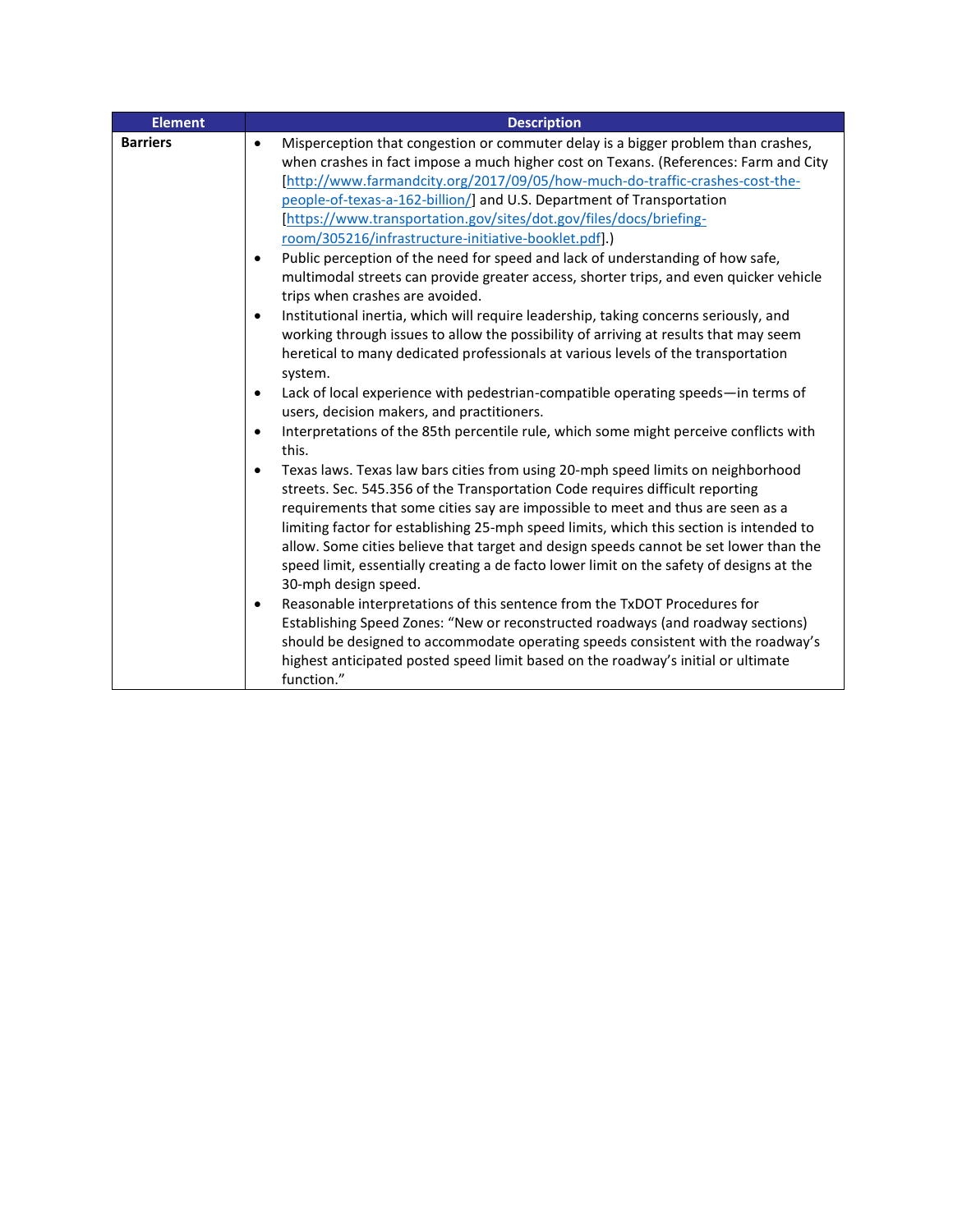| Element | Description |
|---|---|
| **Barriers** | • Misperception that congestion or commuter delay is a bigger problem than crashes, when crashes in fact impose a much higher cost on Texans. (References: Farm and City [http://www.farmandcity.org/2017/09/05/how-much-do-traffic-crashes-cost-the-people-of-texas-a-162-billion/] and U.S. Department of Transportation [https://www.transportation.gov/sites/dot.gov/files/docs/briefing-room/305216/infrastructure-initiative-booklet.pdf].)<br>• Public perception of the need for speed and lack of understanding of how safe, multimodal streets can provide greater access, shorter trips, and even quicker vehicle trips when crashes are avoided.<br>• Institutional inertia, which will require leadership, taking concerns seriously, and working through issues to allow the possibility of arriving at results that may seem heretical to many dedicated professionals at various levels of the transportation system.<br>• Lack of local experience with pedestrian-compatible operating speeds—in terms of users, decision makers, and practitioners.<br>• Interpretations of the 85th percentile rule, which some might perceive conflicts with this.<br>• Texas laws. Texas law bars cities from using 20-mph speed limits on neighborhood streets. Sec. 545.356 of the Transportation Code requires difficult reporting requirements that some cities say are impossible to meet and thus are seen as a limiting factor for establishing 25-mph speed limits, which this section is intended to allow. Some cities believe that target and design speeds cannot be set lower than the speed limit, essentially creating a de facto lower limit on the safety of designs at the 30-mph design speed.<br>• Reasonable interpretations of this sentence from the TxDOT Procedures for Establishing Speed Zones: "New or reconstructed roadways (and roadway sections) should be designed to accommodate operating speeds consistent with the roadway's highest anticipated posted speed limit based on the roadway's initial or ultimate function." |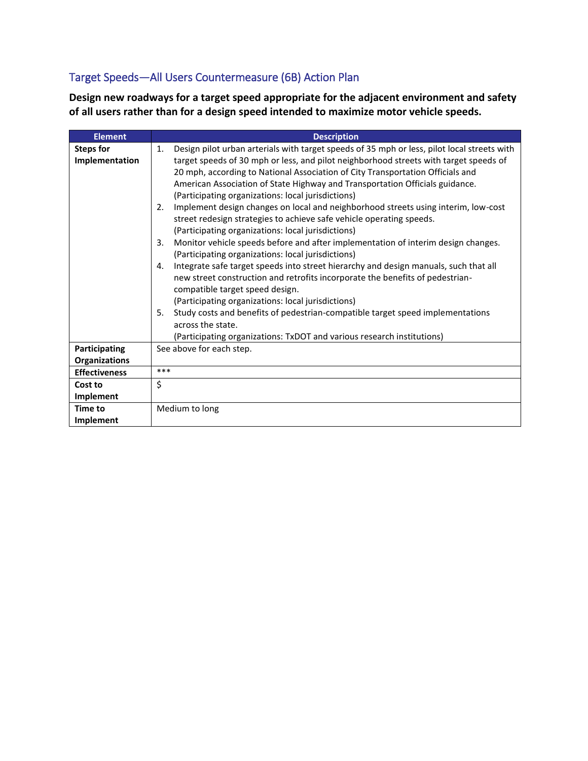## Target Speeds—All Users Countermeasure (6B) Action Plan

**Design new roadways for a target speed appropriate for the adjacent environment and safety of all users rather than for a design speed intended to maximize motor vehicle speeds.**

| Element | Description |
|---|---|
| **Steps for Implementation** | 1. Design pilot urban arterials with target speeds of 35 mph or less, pilot local streets with target speeds of 30 mph or less, and pilot neighborhood streets with target speeds of 20 mph, according to National Association of City Transportation Officials and American Association of State Highway and Transportation Officials guidance. (Participating organizations: local jurisdictions)<br>2. Implement design changes on local and neighborhood streets using interim, low-cost street redesign strategies to achieve safe vehicle operating speeds. (Participating organizations: local jurisdictions)<br>3. Monitor vehicle speeds before and after implementation of interim design changes. (Participating organizations: local jurisdictions)<br>4. Integrate safe target speeds into street hierarchy and design manuals, such that all new street construction and retrofits incorporate the benefits of pedestrian-compatible target speed design. (Participating organizations: local jurisdictions)<br>5. Study costs and benefits of pedestrian-compatible target speed implementations across the state. (Participating organizations: TxDOT and various research institutions) |
| **Participating Organizations** | See above for each step. |
| **Effectiveness** | *** |
| **Cost to Implement** | $ |
| **Time to Implement** | Medium to long |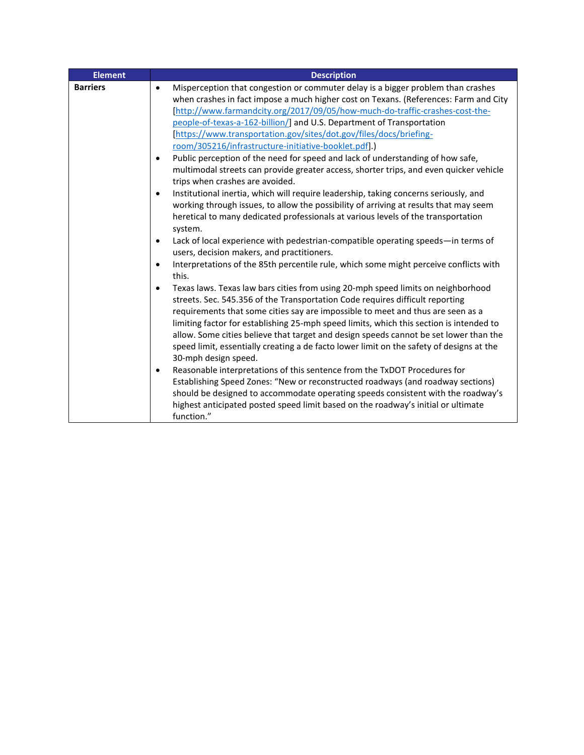| Element | Description |
|---|---|
| **Barriers** | • Misperception that congestion or commuter delay is a bigger problem than crashes when crashes in fact impose a much higher cost on Texans. (References: Farm and City [http://www.farmandcity.org/2017/09/05/how-much-do-traffic-crashes-cost-the-people-of-texas-a-162-billion/] and U.S. Department of Transportation [https://www.transportation.gov/sites/dot.gov/files/docs/briefing-room/305216/infrastructure-initiative-booklet.pdf].)<br>• Public perception of the need for speed and lack of understanding of how safe, multimodal streets can provide greater access, shorter trips, and even quicker vehicle trips when crashes are avoided.<br>• Institutional inertia, which will require leadership, taking concerns seriously, and working through issues, to allow the possibility of arriving at results that may seem heretical to many dedicated professionals at various levels of the transportation system.<br>• Lack of local experience with pedestrian-compatible operating speeds—in terms of users, decision makers, and practitioners.<br>• Interpretations of the 85th percentile rule, which some might perceive conflicts with this.<br>• Texas laws. Texas law bars cities from using 20-mph speed limits on neighborhood streets. Sec. 545.356 of the Transportation Code requires difficult reporting requirements that some cities say are impossible to meet and thus are seen as a limiting factor for establishing 25-mph speed limits, which this section is intended to allow. Some cities believe that target and design speeds cannot be set lower than the speed limit, essentially creating a de facto lower limit on the safety of designs at the 30-mph design speed.<br>• Reasonable interpretations of this sentence from the TxDOT Procedures for Establishing Speed Zones: "New or reconstructed roadways (and roadway sections) should be designed to accommodate operating speeds consistent with the roadway's highest anticipated posted speed limit based on the roadway's initial or ultimate function." |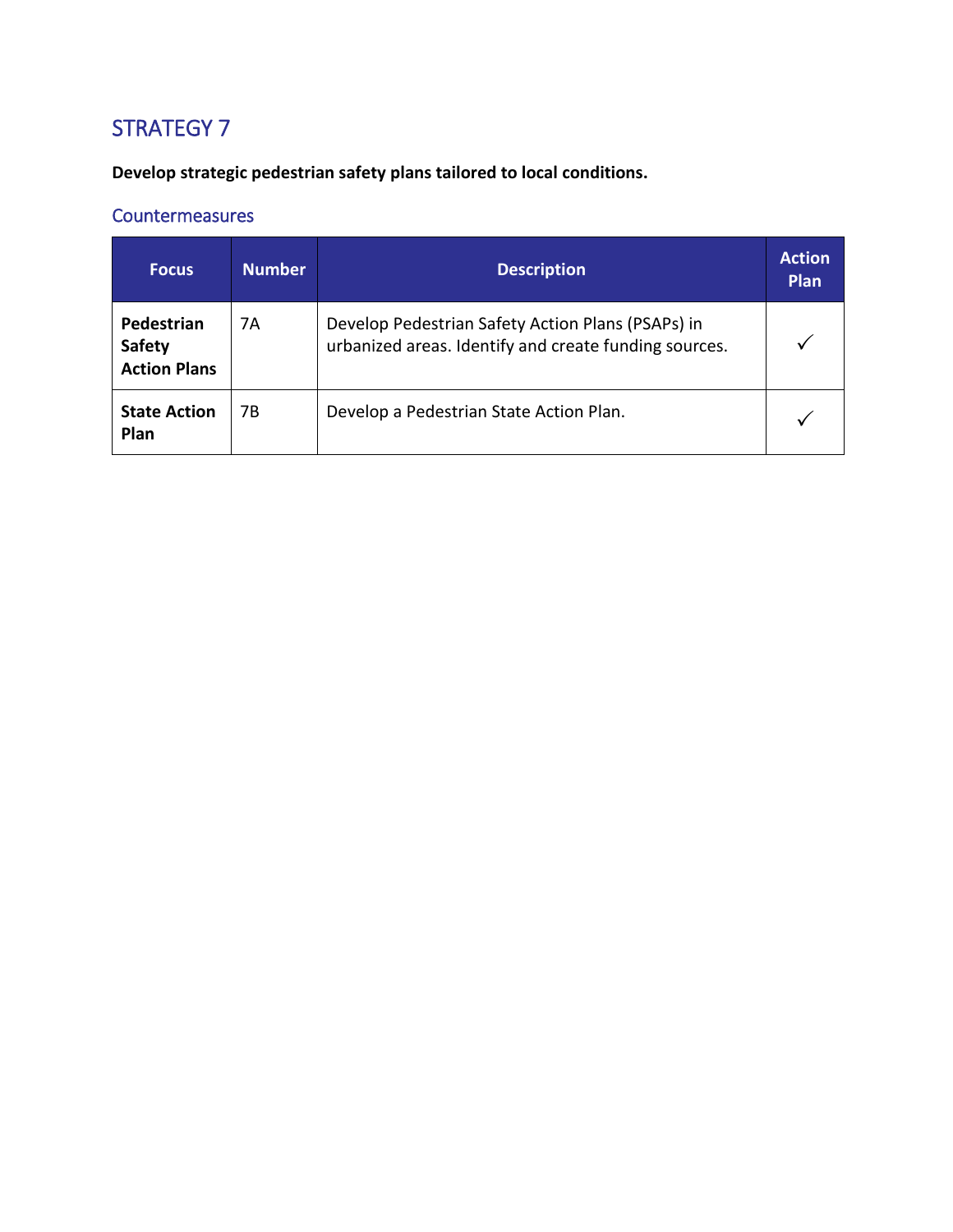## STRATEGY 7

**Develop strategic pedestrian safety plans tailored to local conditions.**

### Countermeasures

| Focus | Number | Description | Action Plan |
|---|---|---|---|
| **Pedestrian Safety Action Plans** | 7A | Develop Pedestrian Safety Action Plans (PSAPs) in urbanized areas. Identify and create funding sources. | ✓ |
| **State Action Plan** | 7B | Develop a Pedestrian State Action Plan. | ✓ |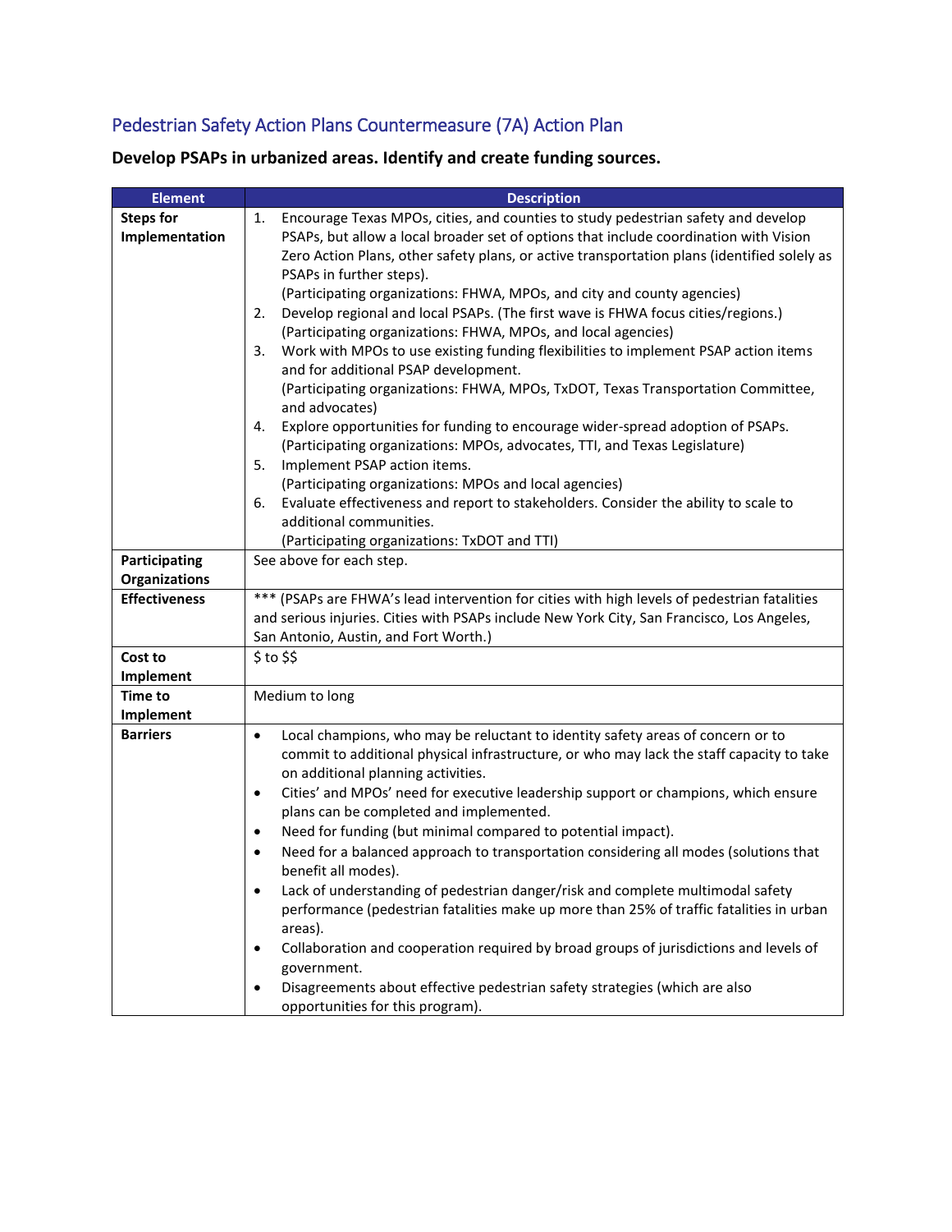## Pedestrian Safety Action Plans Countermeasure (7A) Action Plan

**Develop PSAPs in urbanized areas. Identify and create funding sources.**

| Element | Description |
|---|---|
| **Steps for Implementation** | 1. Encourage Texas MPOs, cities, and counties to study pedestrian safety and develop PSAPs, but allow a local broader set of options that include coordination with Vision Zero Action Plans, other safety plans, or active transportation plans (identified solely as PSAPs in further steps).<br>(Participating organizations: FHWA, MPOs, and city and county agencies)<br>2. Develop regional and local PSAPs. (The first wave is FHWA focus cities/regions.)<br>(Participating organizations: FHWA, MPOs, and local agencies)<br>3. Work with MPOs to use existing funding flexibilities to implement PSAP action items and for additional PSAP development.<br>(Participating organizations: FHWA, MPOs, TxDOT, Texas Transportation Committee, and advocates)<br>4. Explore opportunities for funding to encourage wider-spread adoption of PSAPs.<br>(Participating organizations: MPOs, advocates, TTI, and Texas Legislature)<br>5. Implement PSAP action items.<br>(Participating organizations: MPOs and local agencies)<br>6. Evaluate effectiveness and report to stakeholders. Consider the ability to scale to additional communities.<br>(Participating organizations: TxDOT and TTI) |
| **Participating Organizations** | See above for each step. |
| **Effectiveness** | *** (PSAPs are FHWA's lead intervention for cities with high levels of pedestrian fatalities and serious injuries. Cities with PSAPs include New York City, San Francisco, Los Angeles, San Antonio, Austin, and Fort Worth.) |
| **Cost to Implement** | $ to $$ |
| **Time to Implement** | Medium to long |
| **Barriers** | • Local champions, who may be reluctant to identity safety areas of concern or to commit to additional physical infrastructure, or who may lack the staff capacity to take on additional planning activities.<br>• Cities' and MPOs' need for executive leadership support or champions, which ensure plans can be completed and implemented.<br>• Need for funding (but minimal compared to potential impact).<br>• Need for a balanced approach to transportation considering all modes (solutions that benefit all modes).<br>• Lack of understanding of pedestrian danger/risk and complete multimodal safety performance (pedestrian fatalities make up more than 25% of traffic fatalities in urban areas).<br>• Collaboration and cooperation required by broad groups of jurisdictions and levels of government.<br>• Disagreements about effective pedestrian safety strategies (which are also opportunities for this program). |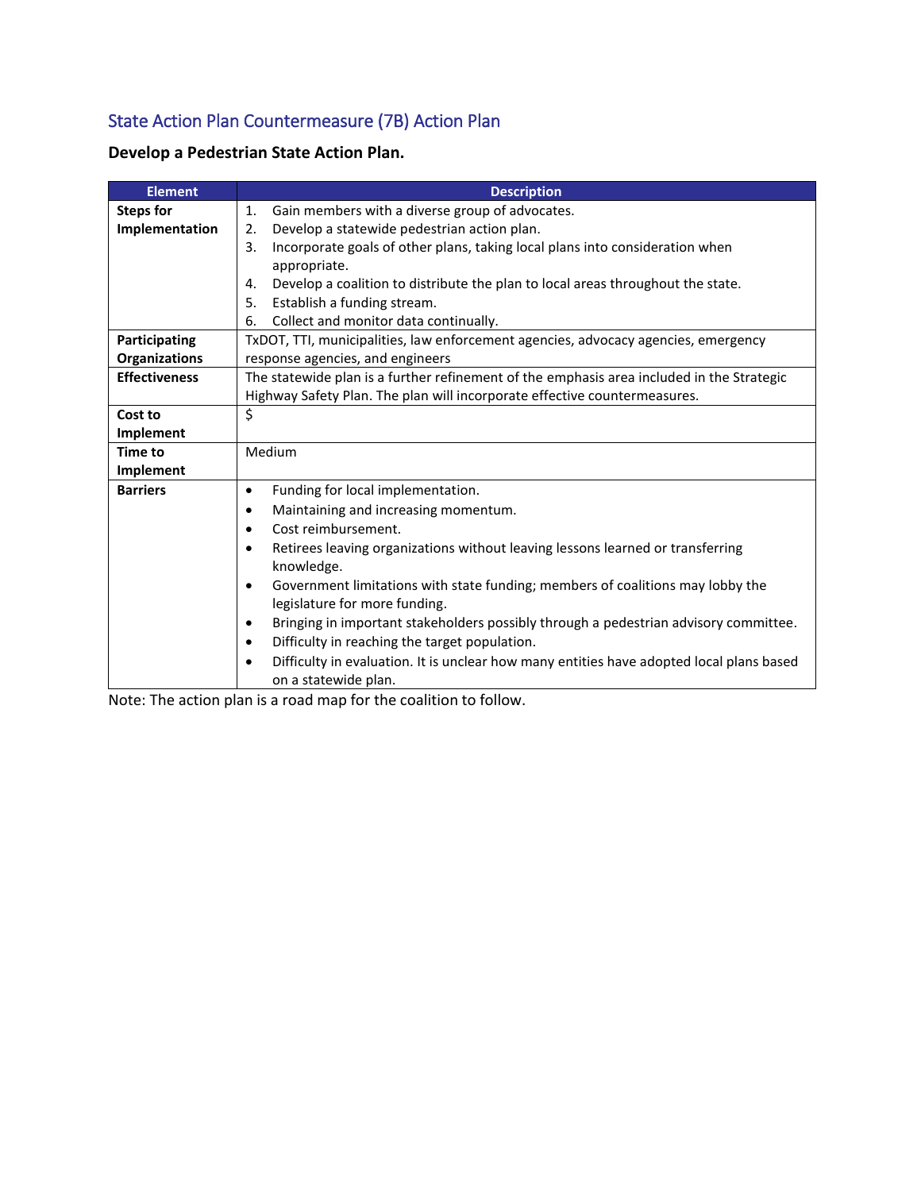## State Action Plan Countermeasure (7B) Action Plan

**Develop a Pedestrian State Action Plan.**

| Element | Description |
|---|---|
| **Steps for Implementation** | 1. Gain members with a diverse group of advocates.<br>2. Develop a statewide pedestrian action plan.<br>3. Incorporate goals of other plans, taking local plans into consideration when appropriate.<br>4. Develop a coalition to distribute the plan to local areas throughout the state.<br>5. Establish a funding stream.<br>6. Collect and monitor data continually. |
| **Participating Organizations** | TxDOT, TTI, municipalities, law enforcement agencies, advocacy agencies, emergency response agencies, and engineers |
| **Effectiveness** | The statewide plan is a further refinement of the emphasis area included in the Strategic Highway Safety Plan. The plan will incorporate effective countermeasures. |
| **Cost to Implement** | $ |
| **Time to Implement** | Medium |
| **Barriers** | • Funding for local implementation.<br>• Maintaining and increasing momentum.<br>• Cost reimbursement.<br>• Retirees leaving organizations without leaving lessons learned or transferring knowledge.<br>• Government limitations with state funding; members of coalitions may lobby the legislature for more funding.<br>• Bringing in important stakeholders possibly through a pedestrian advisory committee.<br>• Difficulty in reaching the target population.<br>• Difficulty in evaluation. It is unclear how many entities have adopted local plans based on a statewide plan. |

Note: The action plan is a road map for the coalition to follow.